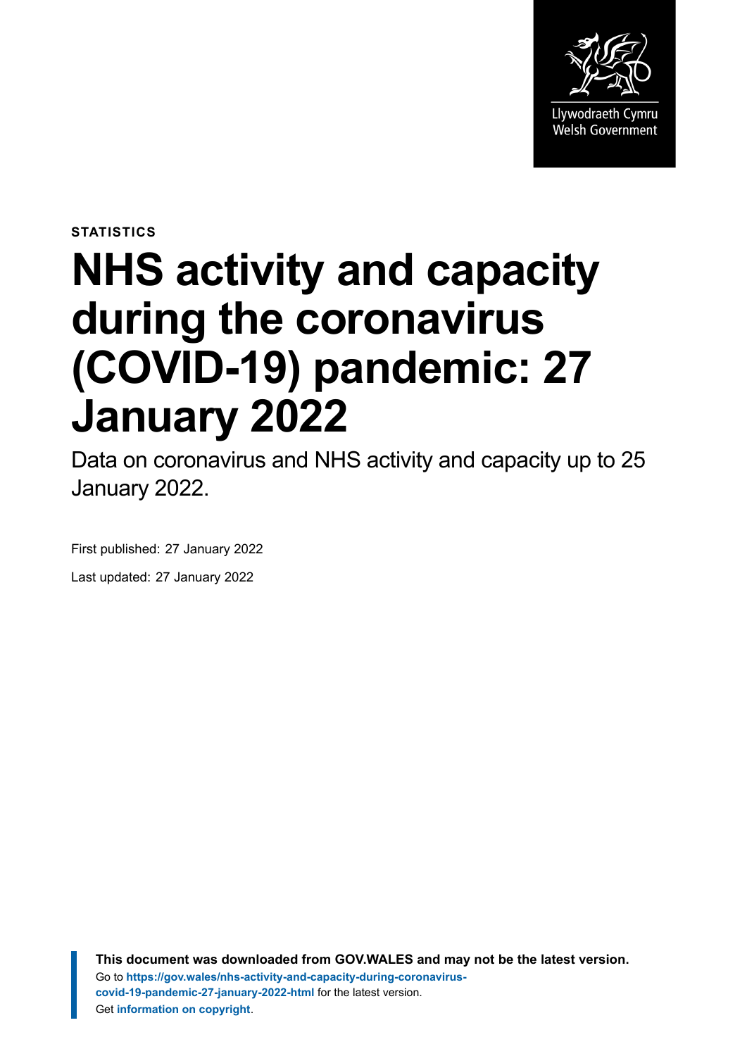Llywodraeth Cymru
Welsh Government

**STATISTICS**

# NHS activity and capacity during the coronavirus (COVID-19) pandemic: 27 January 2022

Data on coronavirus and NHS activity and capacity up to 25 January 2022.

First published: 27 January 2022

Last updated: 27 January 2022

**This document was downloaded from GOV.WALES and may not be the latest version.**
Go to **https://gov.wales/nhs-activity-and-capacity-during-coronavirus-covid-19-pandemic-27-january-2022-html** for the latest version.
Get **information on copyright**.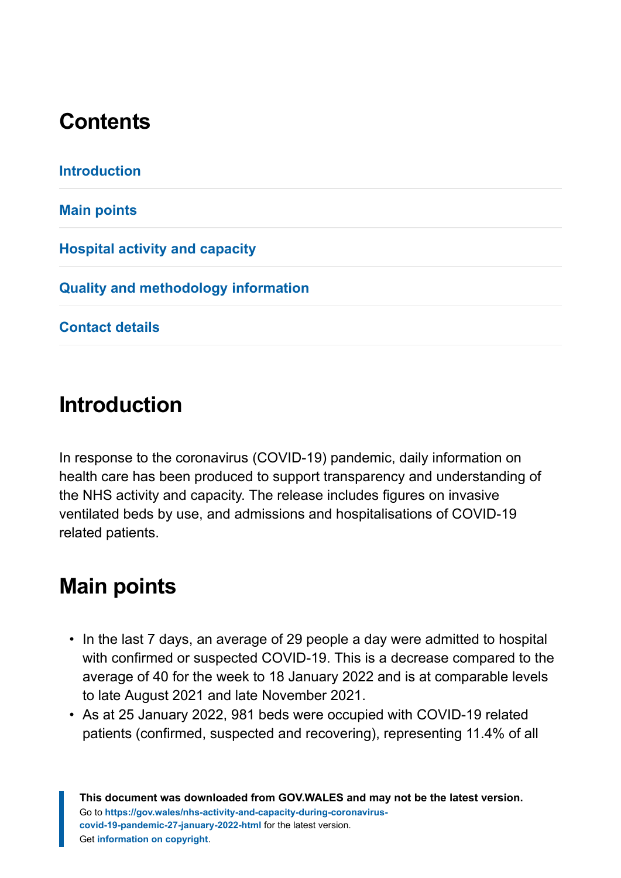## Contents

Introduction

Main points

Hospital activity and capacity

Quality and methodology information

Contact details

## Introduction

In response to the coronavirus (COVID-19) pandemic, daily information on health care has been produced to support transparency and understanding of the NHS activity and capacity. The release includes figures on invasive ventilated beds by use, and admissions and hospitalisations of COVID-19 related patients.

## Main points

- In the last 7 days, an average of 29 people a day were admitted to hospital with confirmed or suspected COVID-19. This is a decrease compared to the average of 40 for the week to 18 January 2022 and is at comparable levels to late August 2021 and late November 2021.
- As at 25 January 2022, 981 beds were occupied with COVID-19 related patients (confirmed, suspected and recovering), representing 11.4% of all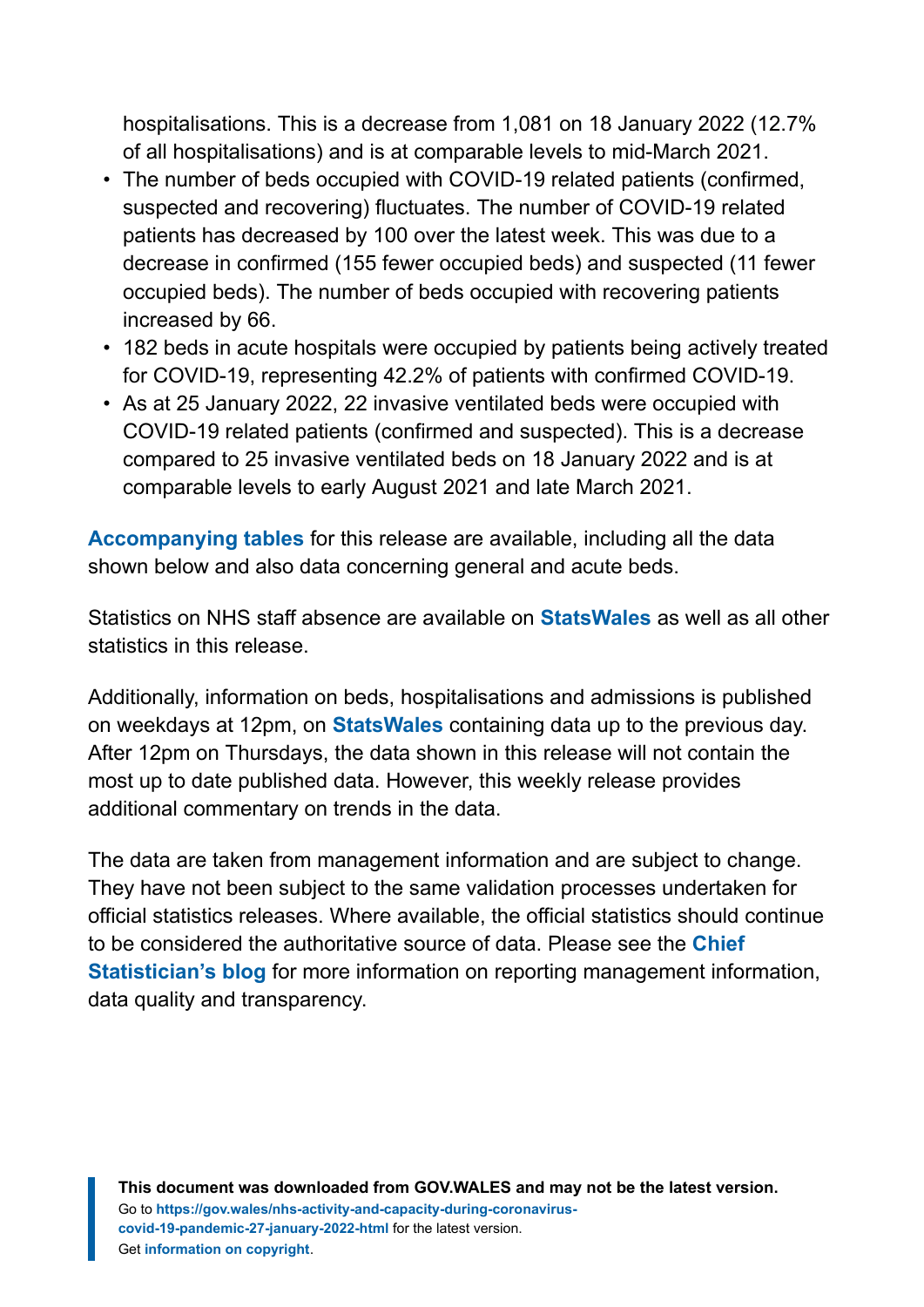hospitalisations. This is a decrease from 1,081 on 18 January 2022 (12.7% of all hospitalisations) and is at comparable levels to mid-March 2021.

- The number of beds occupied with COVID-19 related patients (confirmed, suspected and recovering) fluctuates. The number of COVID-19 related patients has decreased by 100 over the latest week. This was due to a decrease in confirmed (155 fewer occupied beds) and suspected (11 fewer occupied beds). The number of beds occupied with recovering patients increased by 66.
- 182 beds in acute hospitals were occupied by patients being actively treated for COVID-19, representing 42.2% of patients with confirmed COVID-19.
- As at 25 January 2022, 22 invasive ventilated beds were occupied with COVID-19 related patients (confirmed and suspected). This is a decrease compared to 25 invasive ventilated beds on 18 January 2022 and is at comparable levels to early August 2021 and late March 2021.

**Accompanying tables** for this release are available, including all the data shown below and also data concerning general and acute beds.

Statistics on NHS staff absence are available on **StatsWales** as well as all other statistics in this release.

Additionally, information on beds, hospitalisations and admissions is published on weekdays at 12pm, on **StatsWales** containing data up to the previous day. After 12pm on Thursdays, the data shown in this release will not contain the most up to date published data. However, this weekly release provides additional commentary on trends in the data.

The data are taken from management information and are subject to change. They have not been subject to the same validation processes undertaken for official statistics releases. Where available, the official statistics should continue to be considered the authoritative source of data. Please see the **Chief Statistician's blog** for more information on reporting management information, data quality and transparency.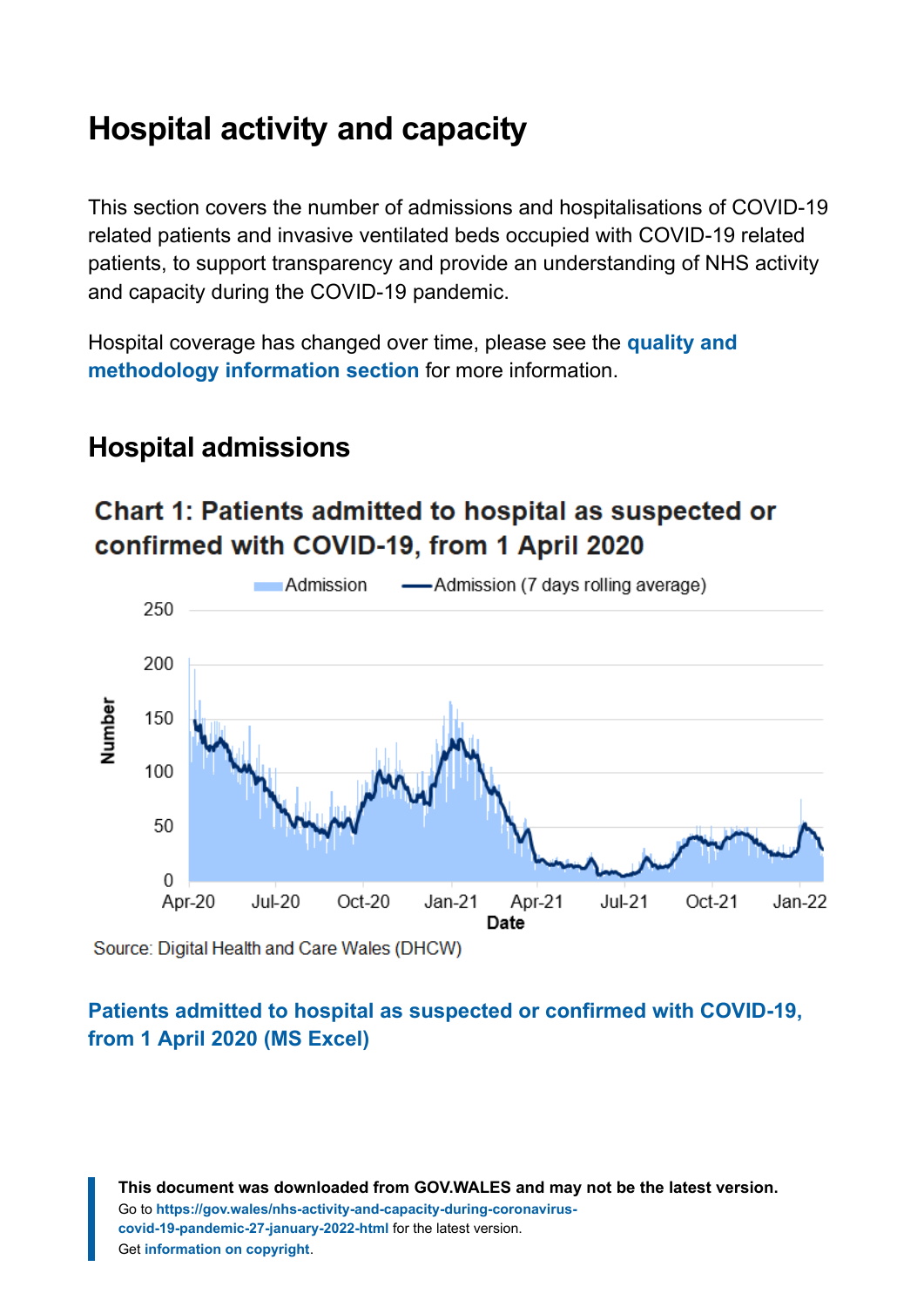# Hospital activity and capacity

This section covers the number of admissions and hospitalisations of COVID-19 related patients and invasive ventilated beds occupied with COVID-19 related patients, to support transparency and provide an understanding of NHS activity and capacity during the COVID-19 pandemic.

Hospital coverage has changed over time, please see the **quality and methodology information section** for more information.

## Hospital admissions

### Chart 1: Patients admitted to hospital as suspected or confirmed with COVID-19, from 1 April 2020

Source: Digital Health and Care Wales (DHCW)

**Patients admitted to hospital as suspected or confirmed with COVID-19, from 1 April 2020 (MS Excel)**

**This document was downloaded from GOV.WALES and may not be the latest version.**
Go to **https://gov.wales/nhs-activity-and-capacity-during-coronavirus-covid-19-pandemic-27-january-2022-html** for the latest version.
Get **information on copyright**.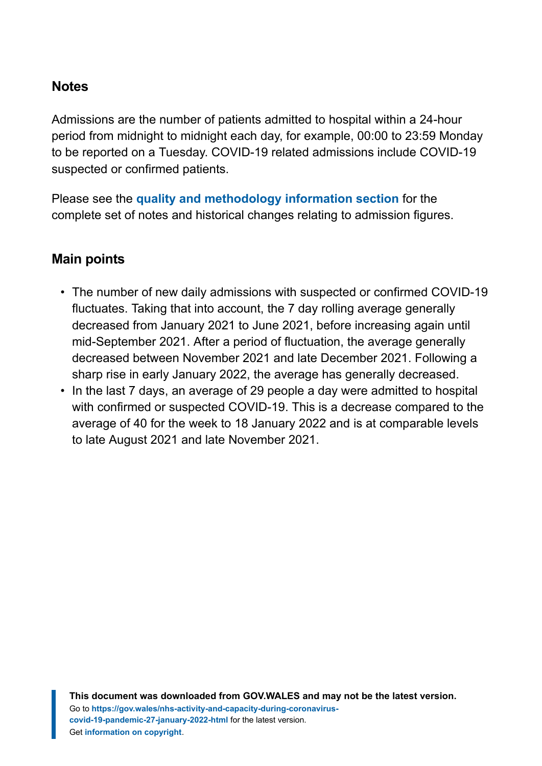### Notes

Admissions are the number of patients admitted to hospital within a 24-hour period from midnight to midnight each day, for example, 00:00 to 23:59 Monday to be reported on a Tuesday. COVID-19 related admissions include COVID-19 suspected or confirmed patients.

Please see the **quality and methodology information section** for the complete set of notes and historical changes relating to admission figures.

### Main points

- The number of new daily admissions with suspected or confirmed COVID-19 fluctuates. Taking that into account, the 7 day rolling average generally decreased from January 2021 to June 2021, before increasing again until mid-September 2021. After a period of fluctuation, the average generally decreased between November 2021 and late December 2021. Following a sharp rise in early January 2022, the average has generally decreased.
- In the last 7 days, an average of 29 people a day were admitted to hospital with confirmed or suspected COVID-19. This is a decrease compared to the average of 40 for the week to 18 January 2022 and is at comparable levels to late August 2021 and late November 2021.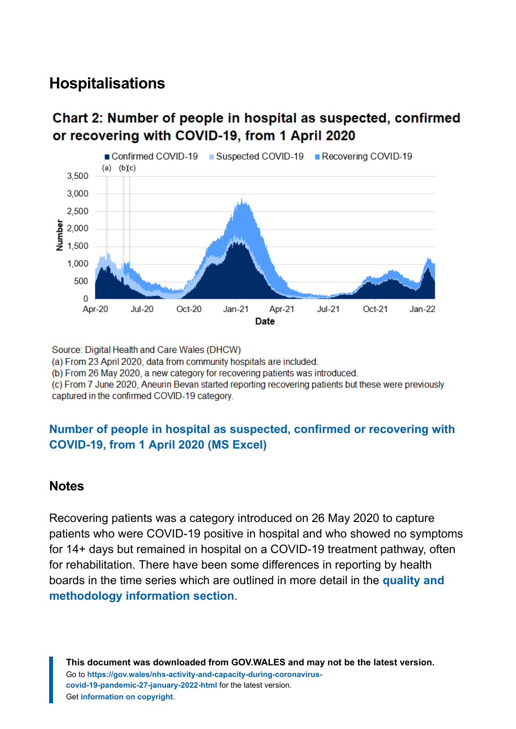## Hospitalisations

### Chart 2: Number of people in hospital as suspected, confirmed or recovering with COVID-19, from 1 April 2020

Source: Digital Health and Care Wales (DHCW)
(a) From 23 April 2020, data from community hospitals are included.
(b) From 26 May 2020, a new category for recovering patients was introduced.
(c) From 7 June 2020, Aneurin Bevan started reporting recovering patients but these were previously captured in the confirmed COVID-19 category.

**Number of people in hospital as suspected, confirmed or recovering with COVID-19, from 1 April 2020 (MS Excel)**

### Notes

Recovering patients was a category introduced on 26 May 2020 to capture patients who were COVID-19 positive in hospital and who showed no symptoms for 14+ days but remained in hospital on a COVID-19 treatment pathway, often for rehabilitation. There have been some differences in reporting by health boards in the time series which are outlined in more detail in the **quality and methodology information section**.

**This document was downloaded from GOV.WALES and may not be the latest version.**
Go to **https://gov.wales/nhs-activity-and-capacity-during-coronavirus-covid-19-pandemic-27-january-2022-html** for the latest version.
Get **information on copyright**.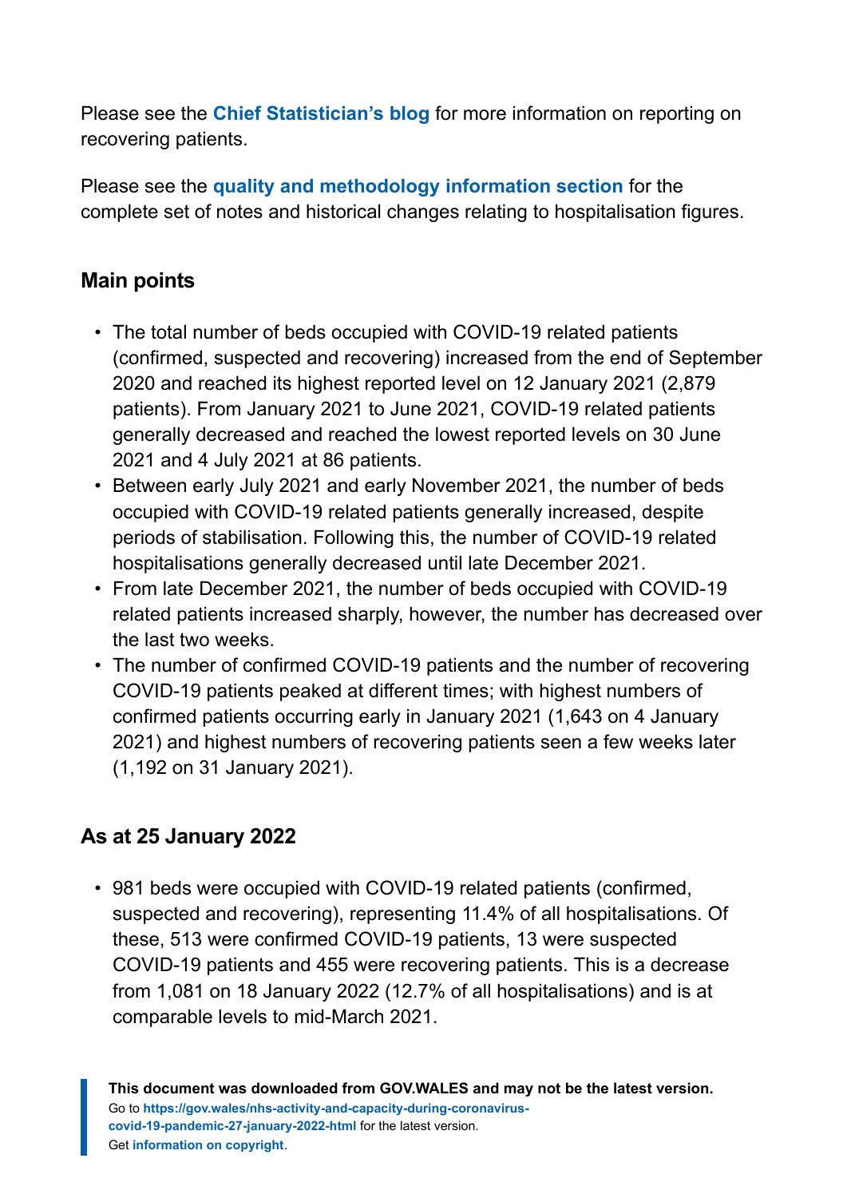Please see the **Chief Statistician's blog** for more information on reporting on recovering patients.

Please see the **quality and methodology information section** for the complete set of notes and historical changes relating to hospitalisation figures.

## Main points

- The total number of beds occupied with COVID-19 related patients (confirmed, suspected and recovering) increased from the end of September 2020 and reached its highest reported level on 12 January 2021 (2,879 patients). From January 2021 to June 2021, COVID-19 related patients generally decreased and reached the lowest reported levels on 30 June 2021 and 4 July 2021 at 86 patients.
- Between early July 2021 and early November 2021, the number of beds occupied with COVID-19 related patients generally increased, despite periods of stabilisation. Following this, the number of COVID-19 related hospitalisations generally decreased until late December 2021.
- From late December 2021, the number of beds occupied with COVID-19 related patients increased sharply, however, the number has decreased over the last two weeks.
- The number of confirmed COVID-19 patients and the number of recovering COVID-19 patients peaked at different times; with highest numbers of confirmed patients occurring early in January 2021 (1,643 on 4 January 2021) and highest numbers of recovering patients seen a few weeks later (1,192 on 31 January 2021).

## As at 25 January 2022

- 981 beds were occupied with COVID-19 related patients (confirmed, suspected and recovering), representing 11.4% of all hospitalisations. Of these, 513 were confirmed COVID-19 patients, 13 were suspected COVID-19 patients and 455 were recovering patients. This is a decrease from 1,081 on 18 January 2022 (12.7% of all hospitalisations) and is at comparable levels to mid-March 2021.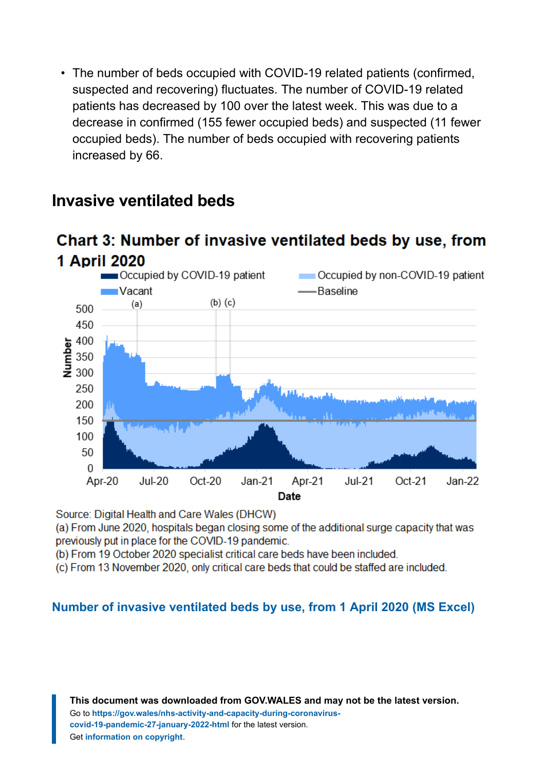- The number of beds occupied with COVID-19 related patients (confirmed, suspected and recovering) fluctuates. The number of COVID-19 related patients has decreased by 100 over the latest week. This was due to a decrease in confirmed (155 fewer occupied beds) and suspected (11 fewer occupied beds). The number of beds occupied with recovering patients increased by 66.

## Invasive ventilated beds

### Chart 3: Number of invasive ventilated beds by use, from 1 April 2020

Source: Digital Health and Care Wales (DHCW)

(a) From June 2020, hospitals began closing some of the additional surge capacity that was previously put in place for the COVID-19 pandemic.

(b) From 19 October 2020 specialist critical care beds have been included.

(c) From 13 November 2020, only critical care beds that could be staffed are included.

**Number of invasive ventilated beds by use, from 1 April 2020 (MS Excel)**

**This document was downloaded from GOV.WALES and may not be the latest version.**
Go to https://gov.wales/nhs-activity-and-capacity-during-coronavirus-covid-19-pandemic-27-january-2022-html for the latest version.
Get information on copyright.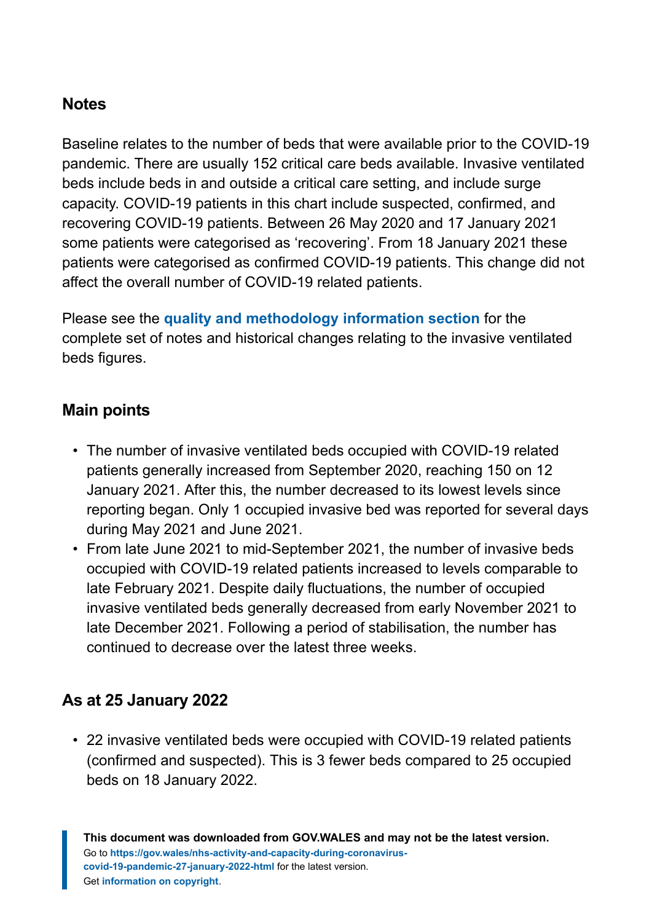### Notes

Baseline relates to the number of beds that were available prior to the COVID-19 pandemic. There are usually 152 critical care beds available. Invasive ventilated beds include beds in and outside a critical care setting, and include surge capacity. COVID-19 patients in this chart include suspected, confirmed, and recovering COVID-19 patients. Between 26 May 2020 and 17 January 2021 some patients were categorised as 'recovering'. From 18 January 2021 these patients were categorised as confirmed COVID-19 patients. This change did not affect the overall number of COVID-19 related patients.

Please see the **quality and methodology information section** for the complete set of notes and historical changes relating to the invasive ventilated beds figures.

### Main points

- The number of invasive ventilated beds occupied with COVID-19 related patients generally increased from September 2020, reaching 150 on 12 January 2021. After this, the number decreased to its lowest levels since reporting began. Only 1 occupied invasive bed was reported for several days during May 2021 and June 2021.
- From late June 2021 to mid-September 2021, the number of invasive beds occupied with COVID-19 related patients increased to levels comparable to late February 2021. Despite daily fluctuations, the number of occupied invasive ventilated beds generally decreased from early November 2021 to late December 2021. Following a period of stabilisation, the number has continued to decrease over the latest three weeks.

### As at 25 January 2022

- 22 invasive ventilated beds were occupied with COVID-19 related patients (confirmed and suspected). This is 3 fewer beds compared to 25 occupied beds on 18 January 2022.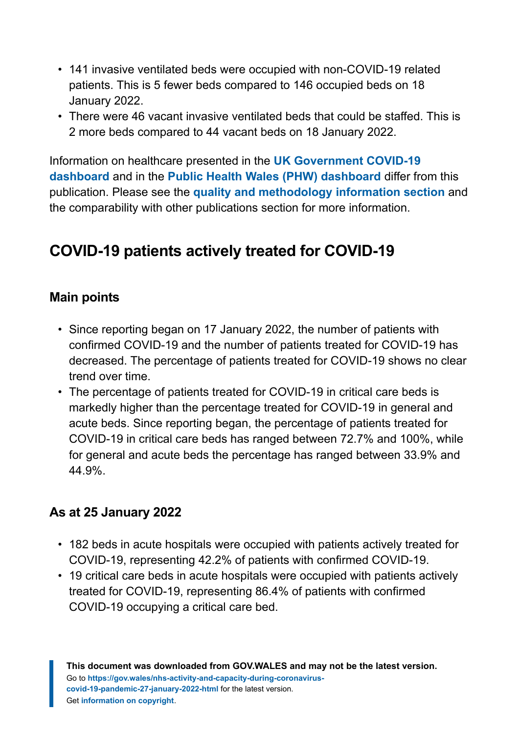- 141 invasive ventilated beds were occupied with non-COVID-19 related patients. This is 5 fewer beds compared to 146 occupied beds on 18 January 2022.
- There were 46 vacant invasive ventilated beds that could be staffed. This is 2 more beds compared to 44 vacant beds on 18 January 2022.

Information on healthcare presented in the **UK Government COVID-19 dashboard** and in the **Public Health Wales (PHW) dashboard** differ from this publication. Please see the **quality and methodology information section** and the comparability with other publications section for more information.

## COVID-19 patients actively treated for COVID-19

### Main points

- Since reporting began on 17 January 2022, the number of patients with confirmed COVID-19 and the number of patients treated for COVID-19 has decreased. The percentage of patients treated for COVID-19 shows no clear trend over time.
- The percentage of patients treated for COVID-19 in critical care beds is markedly higher than the percentage treated for COVID-19 in general and acute beds. Since reporting began, the percentage of patients treated for COVID-19 in critical care beds has ranged between 72.7% and 100%, while for general and acute beds the percentage has ranged between 33.9% and 44.9%.

### As at 25 January 2022

- 182 beds in acute hospitals were occupied with patients actively treated for COVID-19, representing 42.2% of patients with confirmed COVID-19.
- 19 critical care beds in acute hospitals were occupied with patients actively treated for COVID-19, representing 86.4% of patients with confirmed COVID-19 occupying a critical care bed.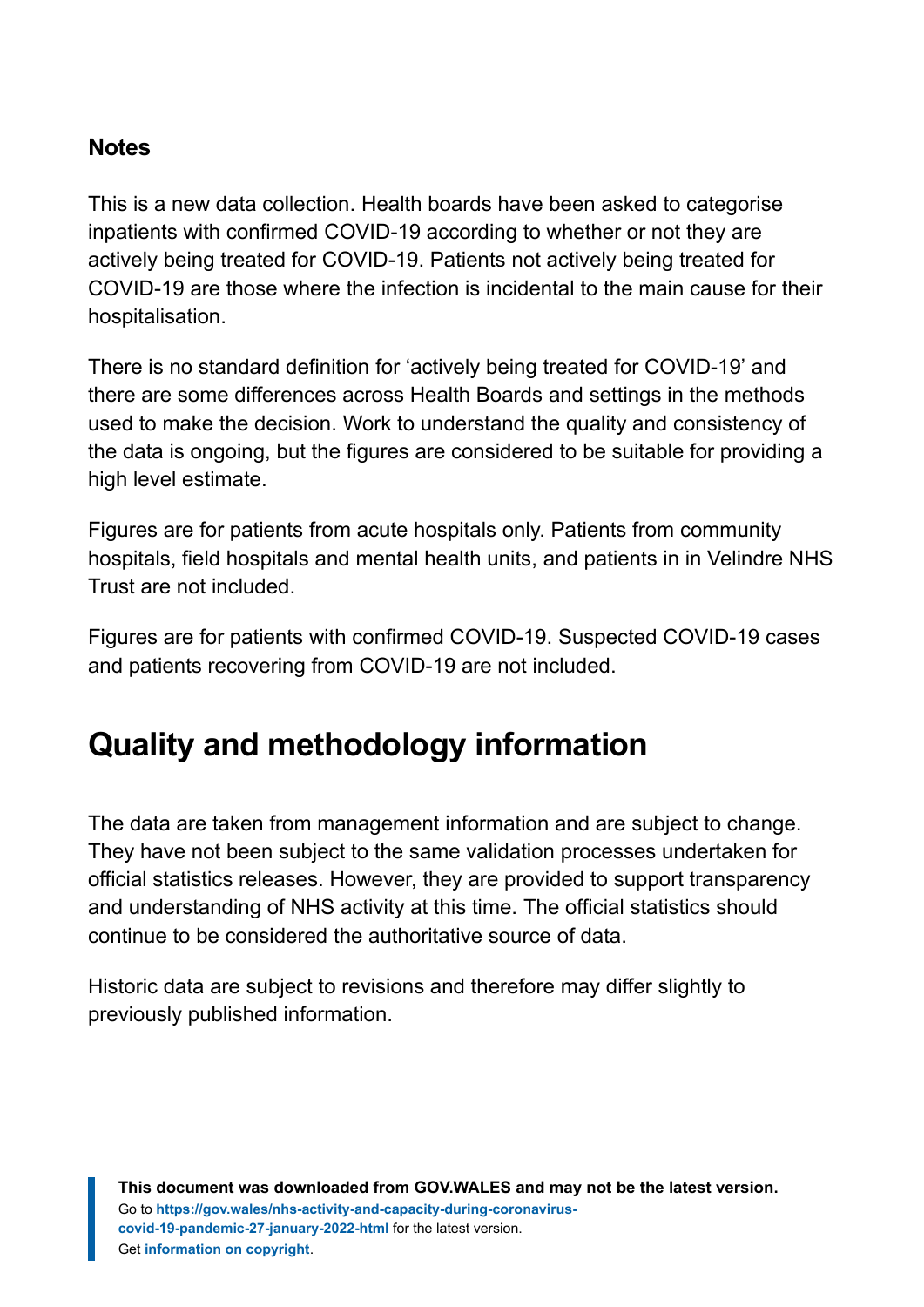### Notes

This is a new data collection. Health boards have been asked to categorise inpatients with confirmed COVID-19 according to whether or not they are actively being treated for COVID-19. Patients not actively being treated for COVID-19 are those where the infection is incidental to the main cause for their hospitalisation.

There is no standard definition for 'actively being treated for COVID-19' and there are some differences across Health Boards and settings in the methods used to make the decision. Work to understand the quality and consistency of the data is ongoing, but the figures are considered to be suitable for providing a high level estimate.

Figures are for patients from acute hospitals only. Patients from community hospitals, field hospitals and mental health units, and patients in in Velindre NHS Trust are not included.

Figures are for patients with confirmed COVID-19. Suspected COVID-19 cases and patients recovering from COVID-19 are not included.

## Quality and methodology information

The data are taken from management information and are subject to change. They have not been subject to the same validation processes undertaken for official statistics releases. However, they are provided to support transparency and understanding of NHS activity at this time. The official statistics should continue to be considered the authoritative source of data.

Historic data are subject to revisions and therefore may differ slightly to previously published information.

**This document was downloaded from GOV.WALES and may not be the latest version.**
Go to **https://gov.wales/nhs-activity-and-capacity-during-coronavirus-covid-19-pandemic-27-january-2022-html** for the latest version.
Get **information on copyright**.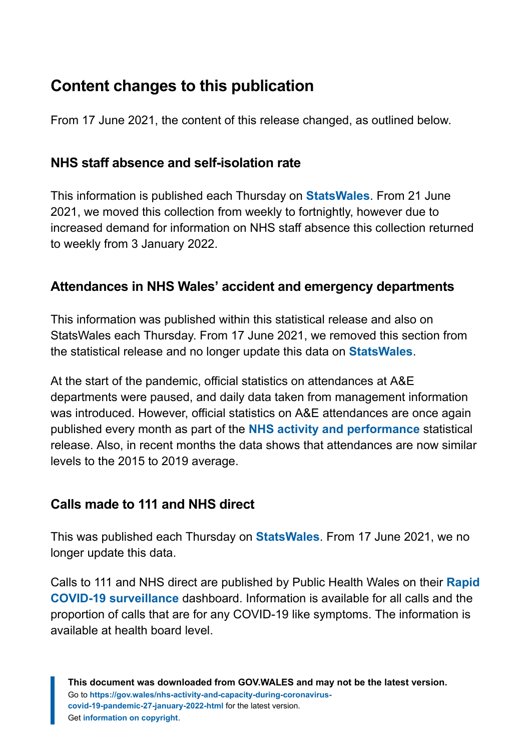## Content changes to this publication

From 17 June 2021, the content of this release changed, as outlined below.

### NHS staff absence and self-isolation rate

This information is published each Thursday on **StatsWales**. From 21 June 2021, we moved this collection from weekly to fortnightly, however due to increased demand for information on NHS staff absence this collection returned to weekly from 3 January 2022.

### Attendances in NHS Wales' accident and emergency departments

This information was published within this statistical release and also on StatsWales each Thursday. From 17 June 2021, we removed this section from the statistical release and no longer update this data on **StatsWales**.

At the start of the pandemic, official statistics on attendances at A&E departments were paused, and daily data taken from management information was introduced. However, official statistics on A&E attendances are once again published every month as part of the **NHS activity and performance** statistical release. Also, in recent months the data shows that attendances are now similar levels to the 2015 to 2019 average.

### Calls made to 111 and NHS direct

This was published each Thursday on **StatsWales**. From 17 June 2021, we no longer update this data.

Calls to 111 and NHS direct are published by Public Health Wales on their **Rapid COVID-19 surveillance** dashboard. Information is available for all calls and the proportion of calls that are for any COVID-19 like symptoms. The information is available at health board level.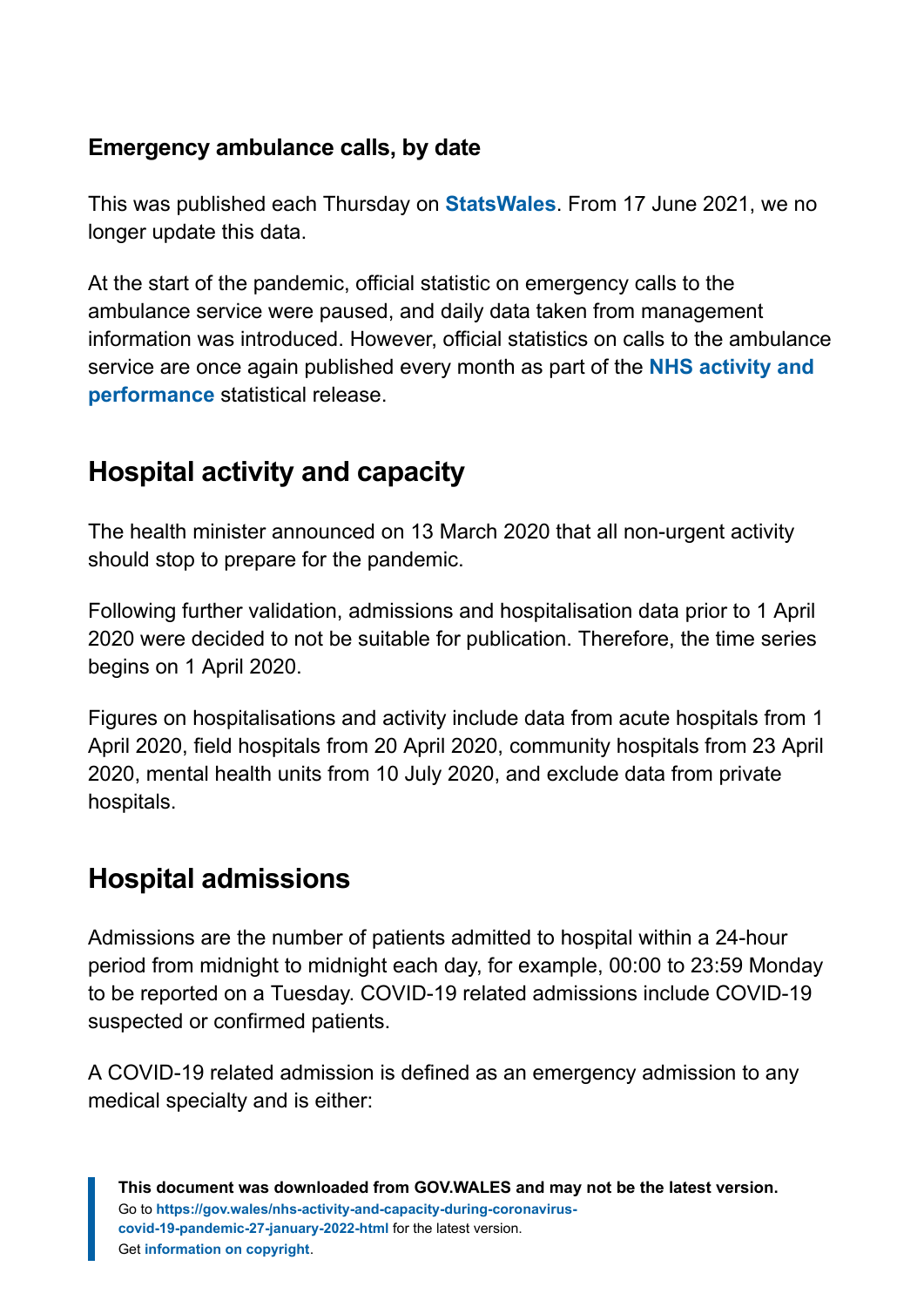### Emergency ambulance calls, by date

This was published each Thursday on **StatsWales**. From 17 June 2021, we no longer update this data.

At the start of the pandemic, official statistic on emergency calls to the ambulance service were paused, and daily data taken from management information was introduced. However, official statistics on calls to the ambulance service are once again published every month as part of the **NHS activity and performance** statistical release.

## Hospital activity and capacity

The health minister announced on 13 March 2020 that all non-urgent activity should stop to prepare for the pandemic.

Following further validation, admissions and hospitalisation data prior to 1 April 2020 were decided to not be suitable for publication. Therefore, the time series begins on 1 April 2020.

Figures on hospitalisations and activity include data from acute hospitals from 1 April 2020, field hospitals from 20 April 2020, community hospitals from 23 April 2020, mental health units from 10 July 2020, and exclude data from private hospitals.

## Hospital admissions

Admissions are the number of patients admitted to hospital within a 24-hour period from midnight to midnight each day, for example, 00:00 to 23:59 Monday to be reported on a Tuesday. COVID-19 related admissions include COVID-19 suspected or confirmed patients.

A COVID-19 related admission is defined as an emergency admission to any medical specialty and is either: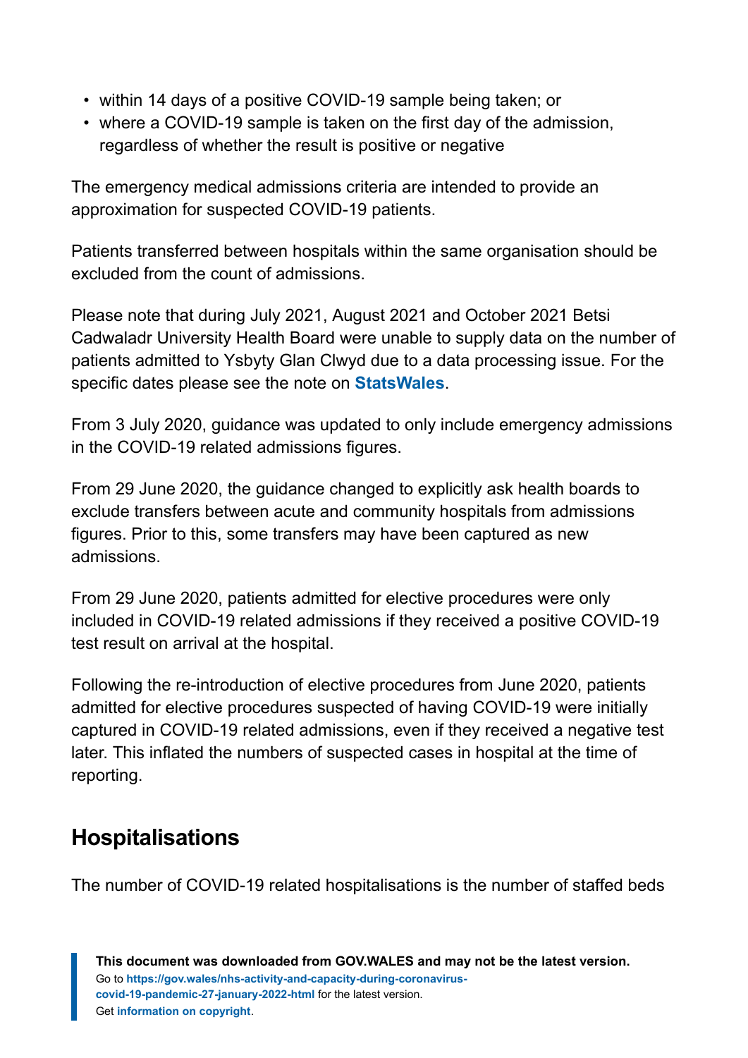- within 14 days of a positive COVID-19 sample being taken; or
- where a COVID-19 sample is taken on the first day of the admission, regardless of whether the result is positive or negative

The emergency medical admissions criteria are intended to provide an approximation for suspected COVID-19 patients.

Patients transferred between hospitals within the same organisation should be excluded from the count of admissions.

Please note that during July 2021, August 2021 and October 2021 Betsi Cadwaladr University Health Board were unable to supply data on the number of patients admitted to Ysbyty Glan Clwyd due to a data processing issue. For the specific dates please see the note on **StatsWales**.

From 3 July 2020, guidance was updated to only include emergency admissions in the COVID-19 related admissions figures.

From 29 June 2020, the guidance changed to explicitly ask health boards to exclude transfers between acute and community hospitals from admissions figures. Prior to this, some transfers may have been captured as new admissions.

From 29 June 2020, patients admitted for elective procedures were only included in COVID-19 related admissions if they received a positive COVID-19 test result on arrival at the hospital.

Following the re-introduction of elective procedures from June 2020, patients admitted for elective procedures suspected of having COVID-19 were initially captured in COVID-19 related admissions, even if they received a negative test later. This inflated the numbers of suspected cases in hospital at the time of reporting.

## Hospitalisations

The number of COVID-19 related hospitalisations is the number of staffed beds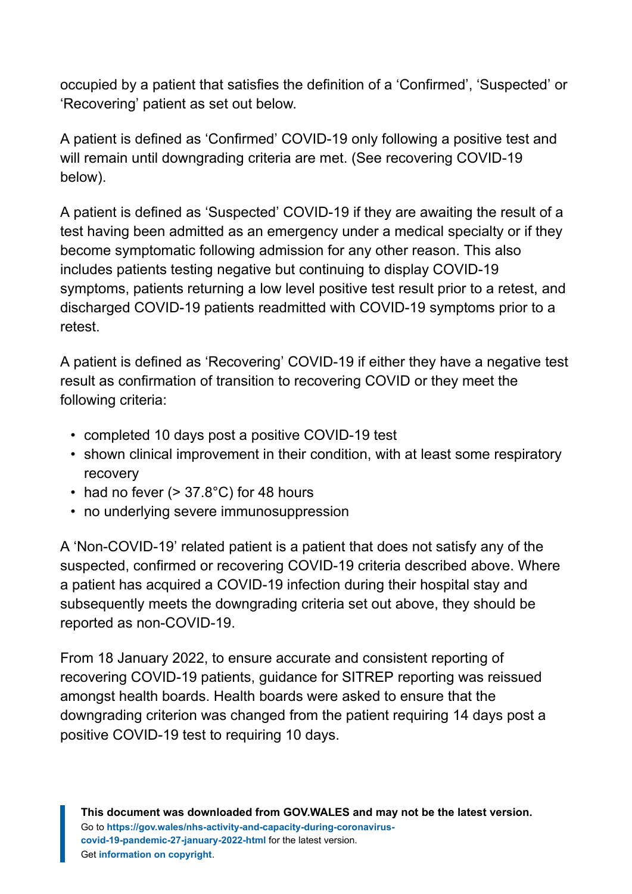occupied by a patient that satisfies the definition of a 'Confirmed', 'Suspected' or 'Recovering' patient as set out below.

A patient is defined as 'Confirmed' COVID-19 only following a positive test and will remain until downgrading criteria are met. (See recovering COVID-19 below).

A patient is defined as 'Suspected' COVID-19 if they are awaiting the result of a test having been admitted as an emergency under a medical specialty or if they become symptomatic following admission for any other reason. This also includes patients testing negative but continuing to display COVID-19 symptoms, patients returning a low level positive test result prior to a retest, and discharged COVID-19 patients readmitted with COVID-19 symptoms prior to a retest.

A patient is defined as 'Recovering' COVID-19 if either they have a negative test result as confirmation of transition to recovering COVID or they meet the following criteria:

- completed 10 days post a positive COVID-19 test
- shown clinical improvement in their condition, with at least some respiratory recovery
- had no fever (> 37.8°C) for 48 hours
- no underlying severe immunosuppression

A 'Non-COVID-19' related patient is a patient that does not satisfy any of the suspected, confirmed or recovering COVID-19 criteria described above. Where a patient has acquired a COVID-19 infection during their hospital stay and subsequently meets the downgrading criteria set out above, they should be reported as non-COVID-19.

From 18 January 2022, to ensure accurate and consistent reporting of recovering COVID-19 patients, guidance for SITREP reporting was reissued amongst health boards. Health boards were asked to ensure that the downgrading criterion was changed from the patient requiring 14 days post a positive COVID-19 test to requiring 10 days.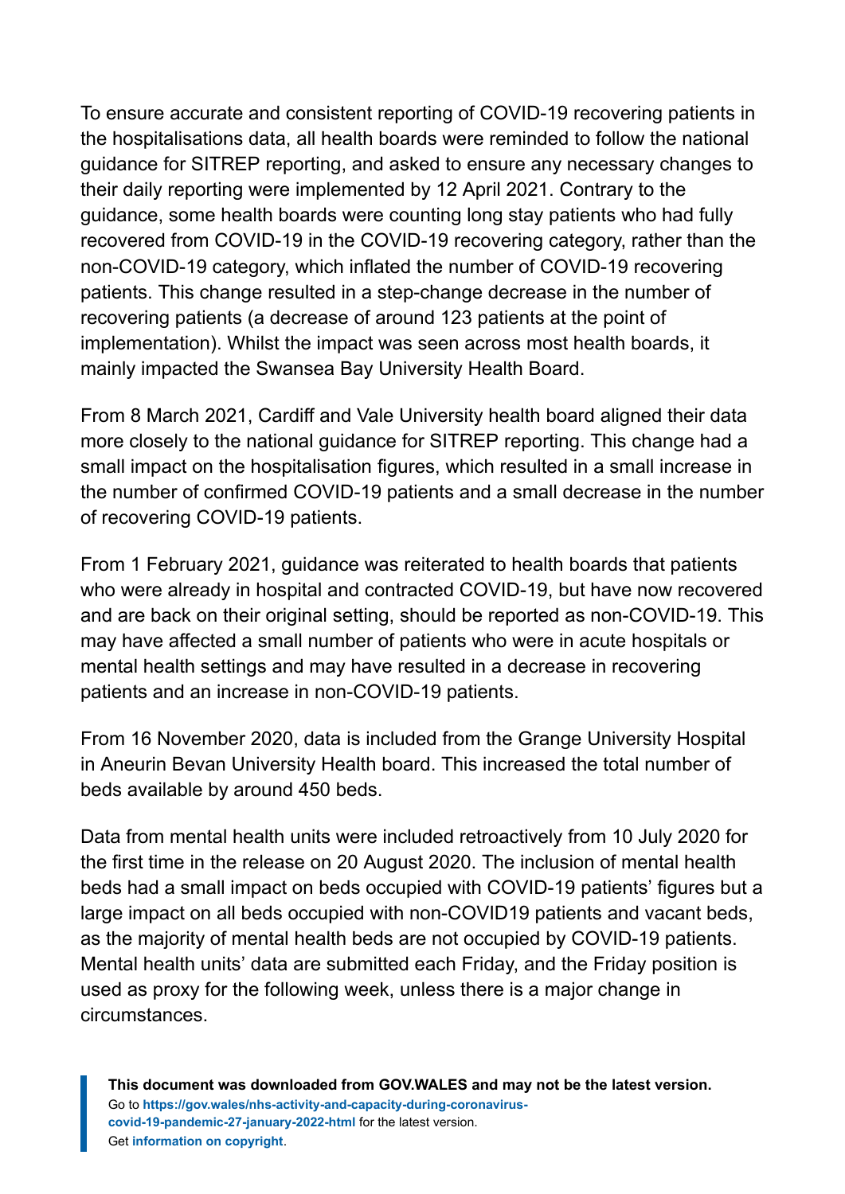To ensure accurate and consistent reporting of COVID-19 recovering patients in the hospitalisations data, all health boards were reminded to follow the national guidance for SITREP reporting, and asked to ensure any necessary changes to their daily reporting were implemented by 12 April 2021. Contrary to the guidance, some health boards were counting long stay patients who had fully recovered from COVID-19 in the COVID-19 recovering category, rather than the non-COVID-19 category, which inflated the number of COVID-19 recovering patients. This change resulted in a step-change decrease in the number of recovering patients (a decrease of around 123 patients at the point of implementation). Whilst the impact was seen across most health boards, it mainly impacted the Swansea Bay University Health Board.

From 8 March 2021, Cardiff and Vale University health board aligned their data more closely to the national guidance for SITREP reporting. This change had a small impact on the hospitalisation figures, which resulted in a small increase in the number of confirmed COVID-19 patients and a small decrease in the number of recovering COVID-19 patients.

From 1 February 2021, guidance was reiterated to health boards that patients who were already in hospital and contracted COVID-19, but have now recovered and are back on their original setting, should be reported as non-COVID-19. This may have affected a small number of patients who were in acute hospitals or mental health settings and may have resulted in a decrease in recovering patients and an increase in non-COVID-19 patients.

From 16 November 2020, data is included from the Grange University Hospital in Aneurin Bevan University Health board. This increased the total number of beds available by around 450 beds.

Data from mental health units were included retroactively from 10 July 2020 for the first time in the release on 20 August 2020. The inclusion of mental health beds had a small impact on beds occupied with COVID-19 patients' figures but a large impact on all beds occupied with non-COVID19 patients and vacant beds, as the majority of mental health beds are not occupied by COVID-19 patients. Mental health units' data are submitted each Friday, and the Friday position is used as proxy for the following week, unless there is a major change in circumstances.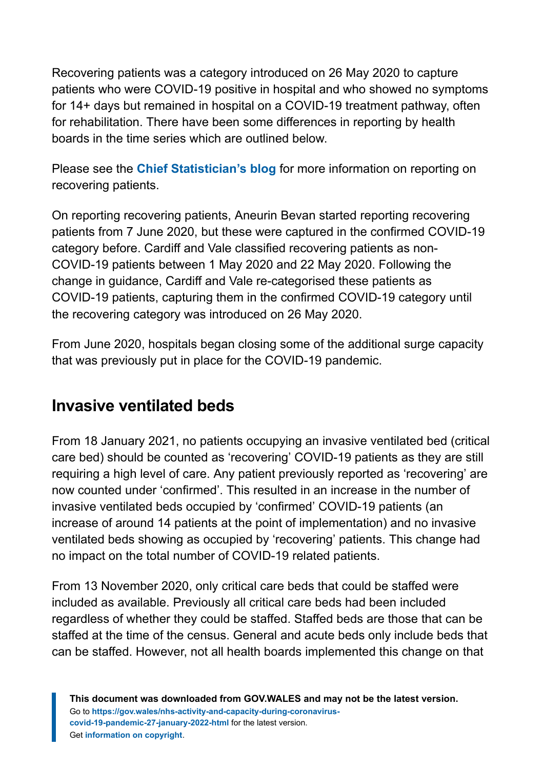Recovering patients was a category introduced on 26 May 2020 to capture patients who were COVID-19 positive in hospital and who showed no symptoms for 14+ days but remained in hospital on a COVID-19 treatment pathway, often for rehabilitation. There have been some differences in reporting by health boards in the time series which are outlined below.

Please see the **Chief Statistician's blog** for more information on reporting on recovering patients.

On reporting recovering patients, Aneurin Bevan started reporting recovering patients from 7 June 2020, but these were captured in the confirmed COVID-19 category before. Cardiff and Vale classified recovering patients as non-COVID-19 patients between 1 May 2020 and 22 May 2020. Following the change in guidance, Cardiff and Vale re-categorised these patients as COVID-19 patients, capturing them in the confirmed COVID-19 category until the recovering category was introduced on 26 May 2020.

From June 2020, hospitals began closing some of the additional surge capacity that was previously put in place for the COVID-19 pandemic.

## Invasive ventilated beds

From 18 January 2021, no patients occupying an invasive ventilated bed (critical care bed) should be counted as 'recovering' COVID-19 patients as they are still requiring a high level of care. Any patient previously reported as 'recovering' are now counted under 'confirmed'. This resulted in an increase in the number of invasive ventilated beds occupied by 'confirmed' COVID-19 patients (an increase of around 14 patients at the point of implementation) and no invasive ventilated beds showing as occupied by 'recovering' patients. This change had no impact on the total number of COVID-19 related patients.

From 13 November 2020, only critical care beds that could be staffed were included as available. Previously all critical care beds had been included regardless of whether they could be staffed. Staffed beds are those that can be staffed at the time of the census. General and acute beds only include beds that can be staffed. However, not all health boards implemented this change on that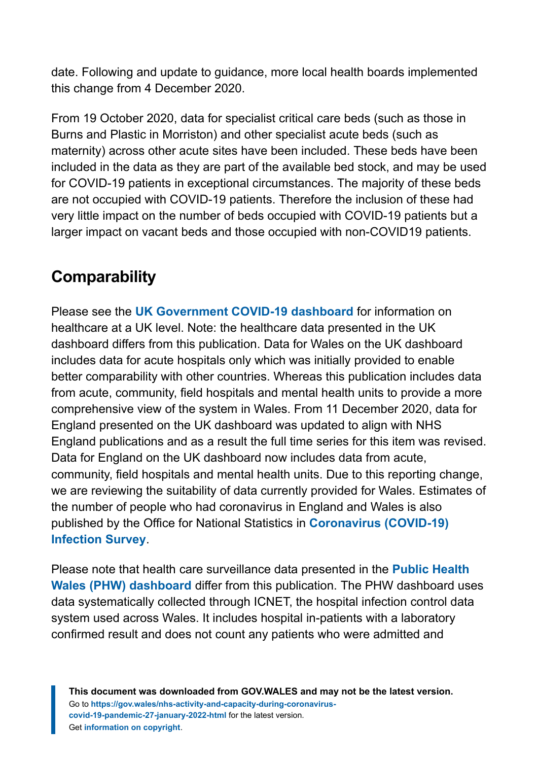date. Following and update to guidance, more local health boards implemented this change from 4 December 2020.

From 19 October 2020, data for specialist critical care beds (such as those in Burns and Plastic in Morriston) and other specialist acute beds (such as maternity) across other acute sites have been included. These beds have been included in the data as they are part of the available bed stock, and may be used for COVID-19 patients in exceptional circumstances. The majority of these beds are not occupied with COVID-19 patients. Therefore the inclusion of these had very little impact on the number of beds occupied with COVID-19 patients but a larger impact on vacant beds and those occupied with non-COVID19 patients.

## Comparability

Please see the **UK Government COVID-19 dashboard** for information on healthcare at a UK level. Note: the healthcare data presented in the UK dashboard differs from this publication. Data for Wales on the UK dashboard includes data for acute hospitals only which was initially provided to enable better comparability with other countries. Whereas this publication includes data from acute, community, field hospitals and mental health units to provide a more comprehensive view of the system in Wales. From 11 December 2020, data for England presented on the UK dashboard was updated to align with NHS England publications and as a result the full time series for this item was revised. Data for England on the UK dashboard now includes data from acute, community, field hospitals and mental health units. Due to this reporting change, we are reviewing the suitability of data currently provided for Wales. Estimates of the number of people who had coronavirus in England and Wales is also published by the Office for National Statistics in **Coronavirus (COVID-19) Infection Survey**.

Please note that health care surveillance data presented in the **Public Health Wales (PHW) dashboard** differ from this publication. The PHW dashboard uses data systematically collected through ICNET, the hospital infection control data system used across Wales. It includes hospital in-patients with a laboratory confirmed result and does not count any patients who were admitted and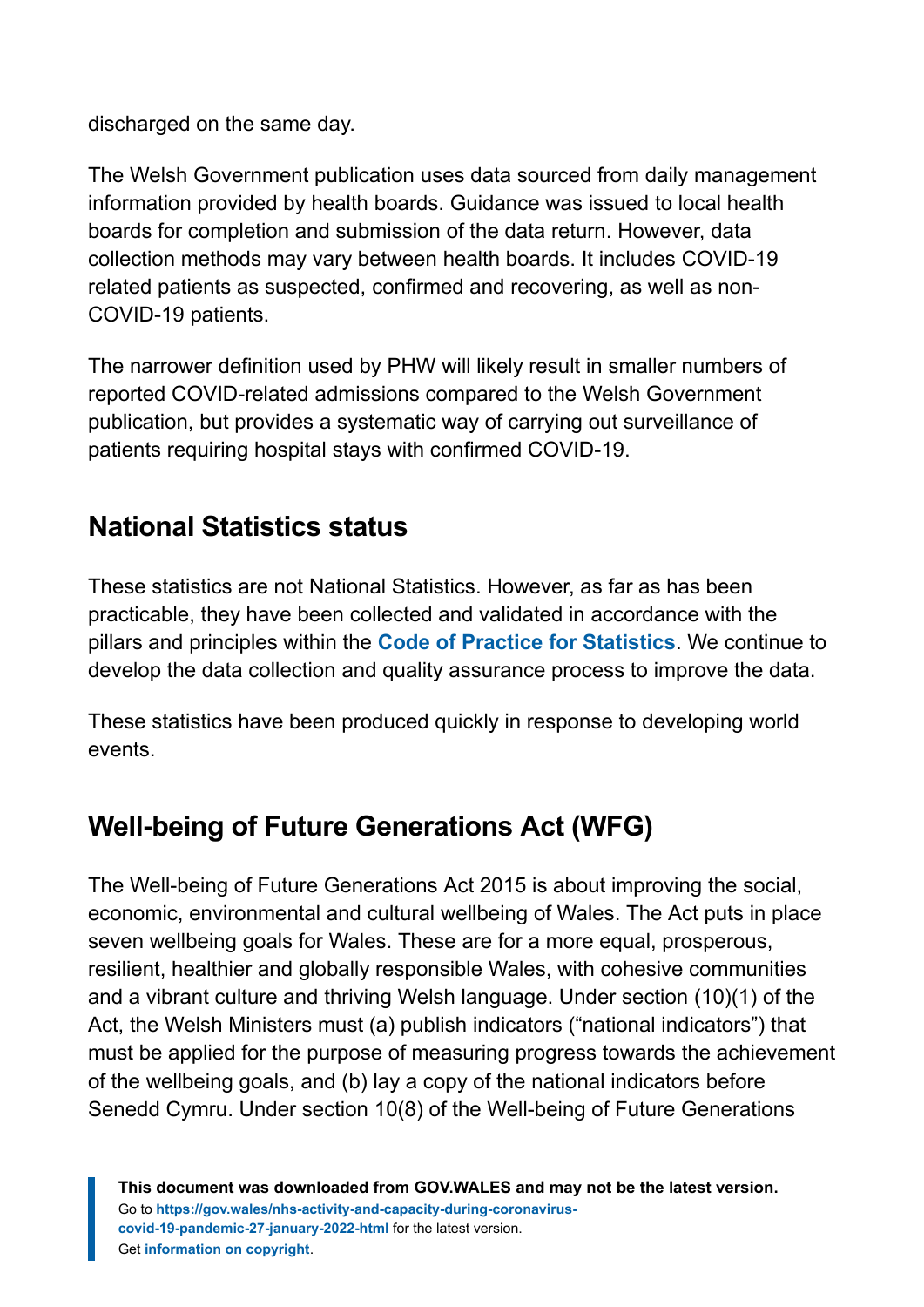discharged on the same day.

The Welsh Government publication uses data sourced from daily management information provided by health boards. Guidance was issued to local health boards for completion and submission of the data return. However, data collection methods may vary between health boards. It includes COVID-19 related patients as suspected, confirmed and recovering, as well as non-COVID-19 patients.

The narrower definition used by PHW will likely result in smaller numbers of reported COVID-related admissions compared to the Welsh Government publication, but provides a systematic way of carrying out surveillance of patients requiring hospital stays with confirmed COVID-19.

## National Statistics status

These statistics are not National Statistics. However, as far as has been practicable, they have been collected and validated in accordance with the pillars and principles within the **Code of Practice for Statistics**. We continue to develop the data collection and quality assurance process to improve the data.

These statistics have been produced quickly in response to developing world events.

## Well-being of Future Generations Act (WFG)

The Well-being of Future Generations Act 2015 is about improving the social, economic, environmental and cultural wellbeing of Wales. The Act puts in place seven wellbeing goals for Wales. These are for a more equal, prosperous, resilient, healthier and globally responsible Wales, with cohesive communities and a vibrant culture and thriving Welsh language. Under section (10)(1) of the Act, the Welsh Ministers must (a) publish indicators ("national indicators") that must be applied for the purpose of measuring progress towards the achievement of the wellbeing goals, and (b) lay a copy of the national indicators before Senedd Cymru. Under section 10(8) of the Well-being of Future Generations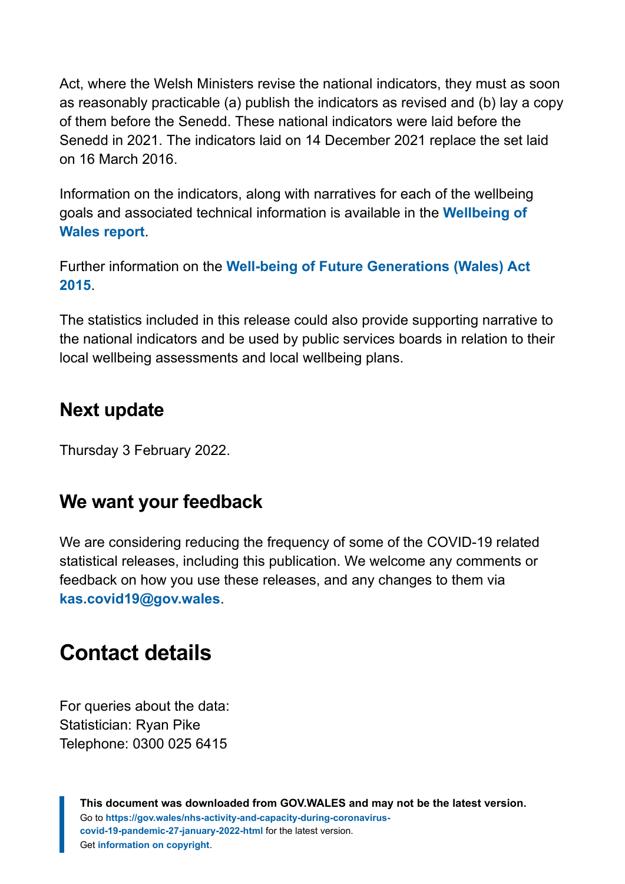Act, where the Welsh Ministers revise the national indicators, they must as soon as reasonably practicable (a) publish the indicators as revised and (b) lay a copy of them before the Senedd. These national indicators were laid before the Senedd in 2021. The indicators laid on 14 December 2021 replace the set laid on 16 March 2016.

Information on the indicators, along with narratives for each of the wellbeing goals and associated technical information is available in the **Wellbeing of Wales report**.

Further information on the **Well-being of Future Generations (Wales) Act 2015**.

The statistics included in this release could also provide supporting narrative to the national indicators and be used by public services boards in relation to their local wellbeing assessments and local wellbeing plans.

### Next update

Thursday 3 February 2022.

### We want your feedback

We are considering reducing the frequency of some of the COVID-19 related statistical releases, including this publication. We welcome any comments or feedback on how you use these releases, and any changes to them via **kas.covid19@gov.wales**.

## Contact details

For queries about the data:
Statistician: Ryan Pike
Telephone: 0300 025 6415

**This document was downloaded from GOV.WALES and may not be the latest version.**
Go to **https://gov.wales/nhs-activity-and-capacity-during-coronavirus-covid-19-pandemic-27-january-2022-html** for the latest version.
Get **information on copyright**.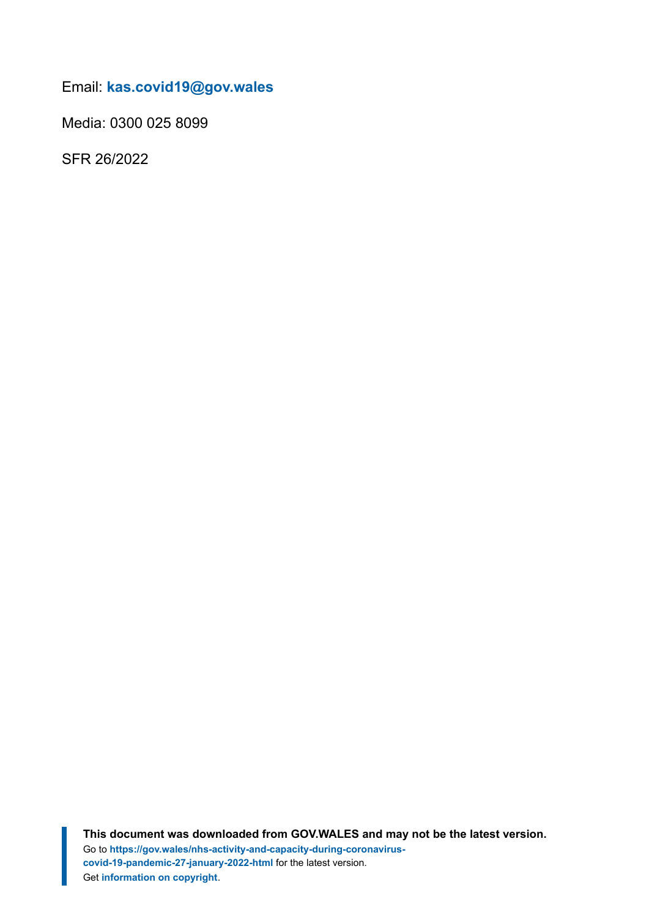Email: **kas.covid19@gov.wales**

Media: 0300 025 8099

SFR 26/2022

**This document was downloaded from GOV.WALES and may not be the latest version.**
Go to **https://gov.wales/nhs-activity-and-capacity-during-coronavirus-covid-19-pandemic-27-january-2022-html** for the latest version.
Get **information on copyright**.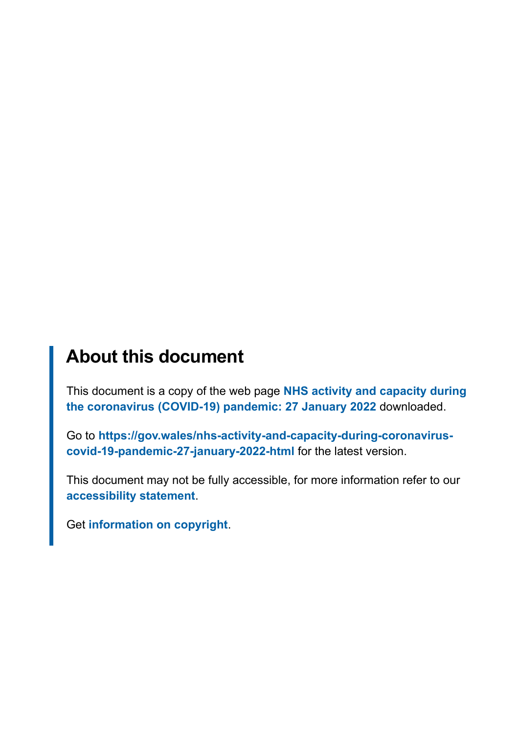## About this document

This document is a copy of the web page **NHS activity and capacity during the coronavirus (COVID-19) pandemic: 27 January 2022** downloaded.

Go to **https://gov.wales/nhs-activity-and-capacity-during-coronavirus-covid-19-pandemic-27-january-2022-html** for the latest version.

This document may not be fully accessible, for more information refer to our **accessibility statement**.

Get **information on copyright**.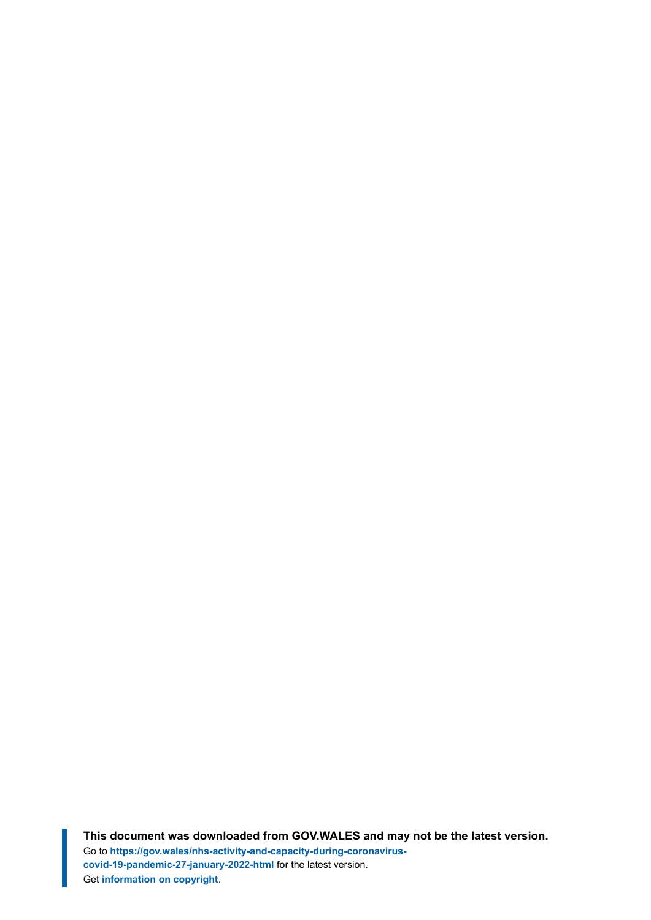**This document was downloaded from GOV.WALES and may not be the latest version.**

Go to **https://gov.wales/nhs-activity-and-capacity-during-coronavirus-covid-19-pandemic-27-january-2022-html** for the latest version.

Get **information on copyright**.